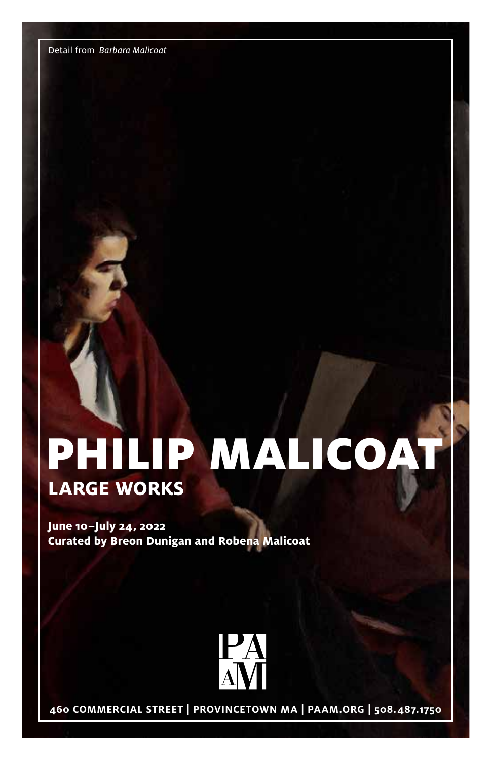Detail from *Barbara Malicoat*

# PHILIP MALICOAT

## LARGE WORKS

**June 10–July 24, 2022**
**Curated by Breon Dunigan and Robena Malicoat**

PAAM

460 COMMERCIAL STREET | PROVINCETOWN MA | PAAM.ORG | 508.487.1750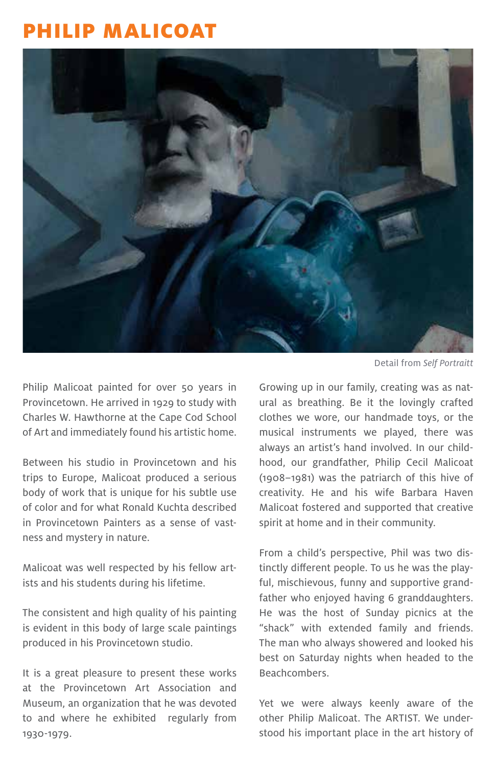# PHILIP MALICOAT

Detail from *Self Portraitt*

Philip Malicoat painted for over 50 years in Provincetown. He arrived in 1929 to study with Charles W. Hawthorne at the Cape Cod School of Art and immediately found his artistic home.

Between his studio in Provincetown and his trips to Europe, Malicoat produced a serious body of work that is unique for his subtle use of color and for what Ronald Kuchta described in Provincetown Painters as a sense of vastness and mystery in nature.

Malicoat was well respected by his fellow artists and his students during his lifetime.

The consistent and high quality of his painting is evident in this body of large scale paintings produced in his Provincetown studio.

It is a great pleasure to present these works at the Provincetown Art Association and Museum, an organization that he was devoted to and where he exhibited regularly from 1930-1979.

Growing up in our family, creating was as natural as breathing. Be it the lovingly crafted clothes we wore, our handmade toys, or the musical instruments we played, there was always an artist's hand involved. In our childhood, our grandfather, Philip Cecil Malicoat (1908–1981) was the patriarch of this hive of creativity. He and his wife Barbara Haven Malicoat fostered and supported that creative spirit at home and in their community.

From a child's perspective, Phil was two distinctly different people. To us he was the playful, mischievous, funny and supportive grandfather who enjoyed having 6 granddaughters. He was the host of Sunday picnics at the "shack" with extended family and friends. The man who always showered and looked his best on Saturday nights when headed to the Beachcombers.

Yet we were always keenly aware of the other Philip Malicoat. The ARTIST. We understood his important place in the art history of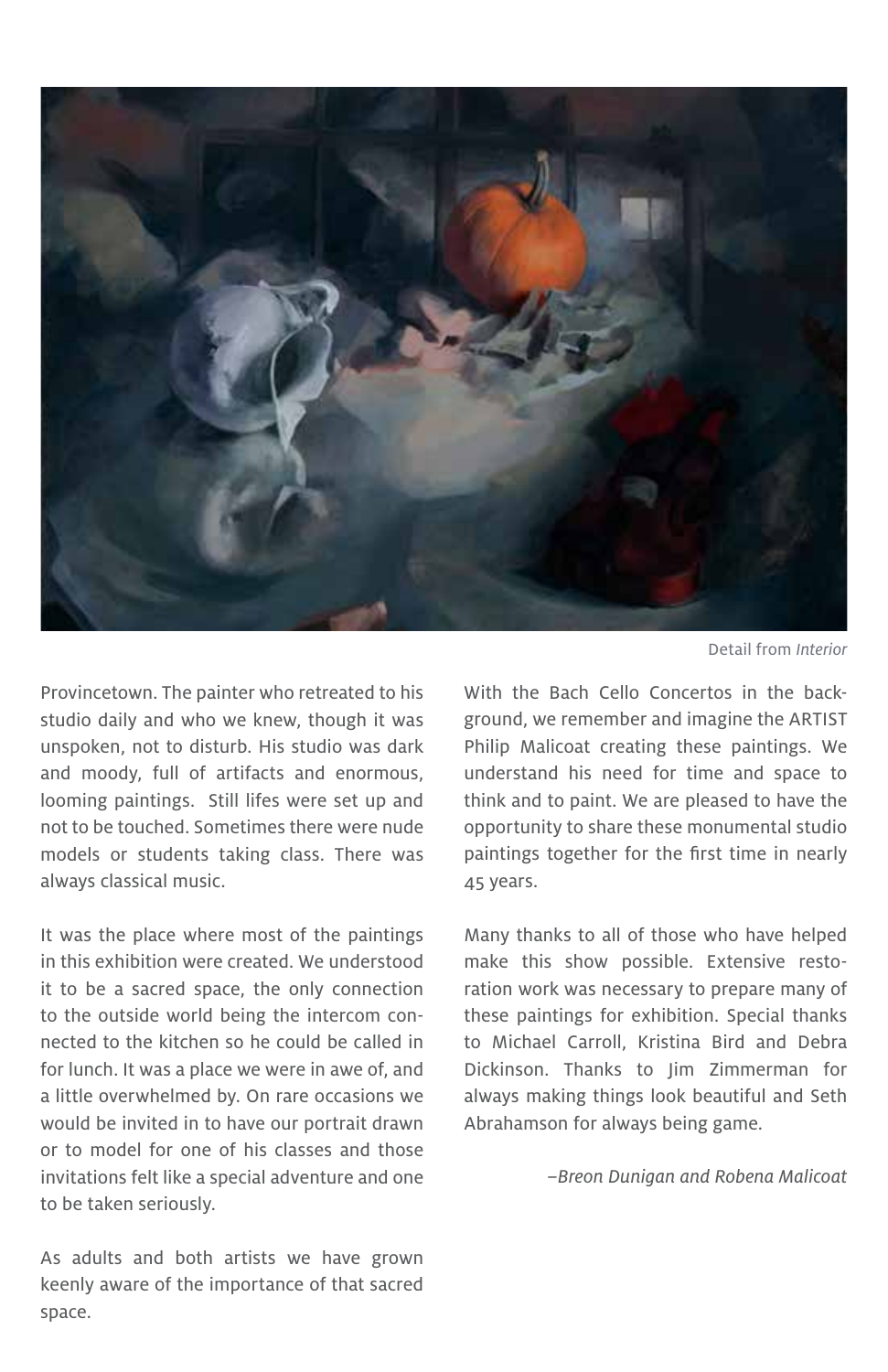Detail from *Interior*

Provincetown. The painter who retreated to his studio daily and who we knew, though it was unspoken, not to disturb. His studio was dark and moody, full of artifacts and enormous, looming paintings. Still lifes were set up and not to be touched. Sometimes there were nude models or students taking class. There was always classical music.

It was the place where most of the paintings in this exhibition were created. We understood it to be a sacred space, the only connection to the outside world being the intercom connected to the kitchen so he could be called in for lunch. It was a place we were in awe of, and a little overwhelmed by. On rare occasions we would be invited in to have our portrait drawn or to model for one of his classes and those invitations felt like a special adventure and one to be taken seriously.

As adults and both artists we have grown keenly aware of the importance of that sacred space.

With the Bach Cello Concertos in the background, we remember and imagine the ARTIST Philip Malicoat creating these paintings. We understand his need for time and space to think and to paint. We are pleased to have the opportunity to share these monumental studio paintings together for the first time in nearly 45 years.

Many thanks to all of those who have helped make this show possible. Extensive restoration work was necessary to prepare many of these paintings for exhibition. Special thanks to Michael Carroll, Kristina Bird and Debra Dickinson. Thanks to Jim Zimmerman for always making things look beautiful and Seth Abrahamson for always being game.

*–Breon Dunigan and Robena Malicoat*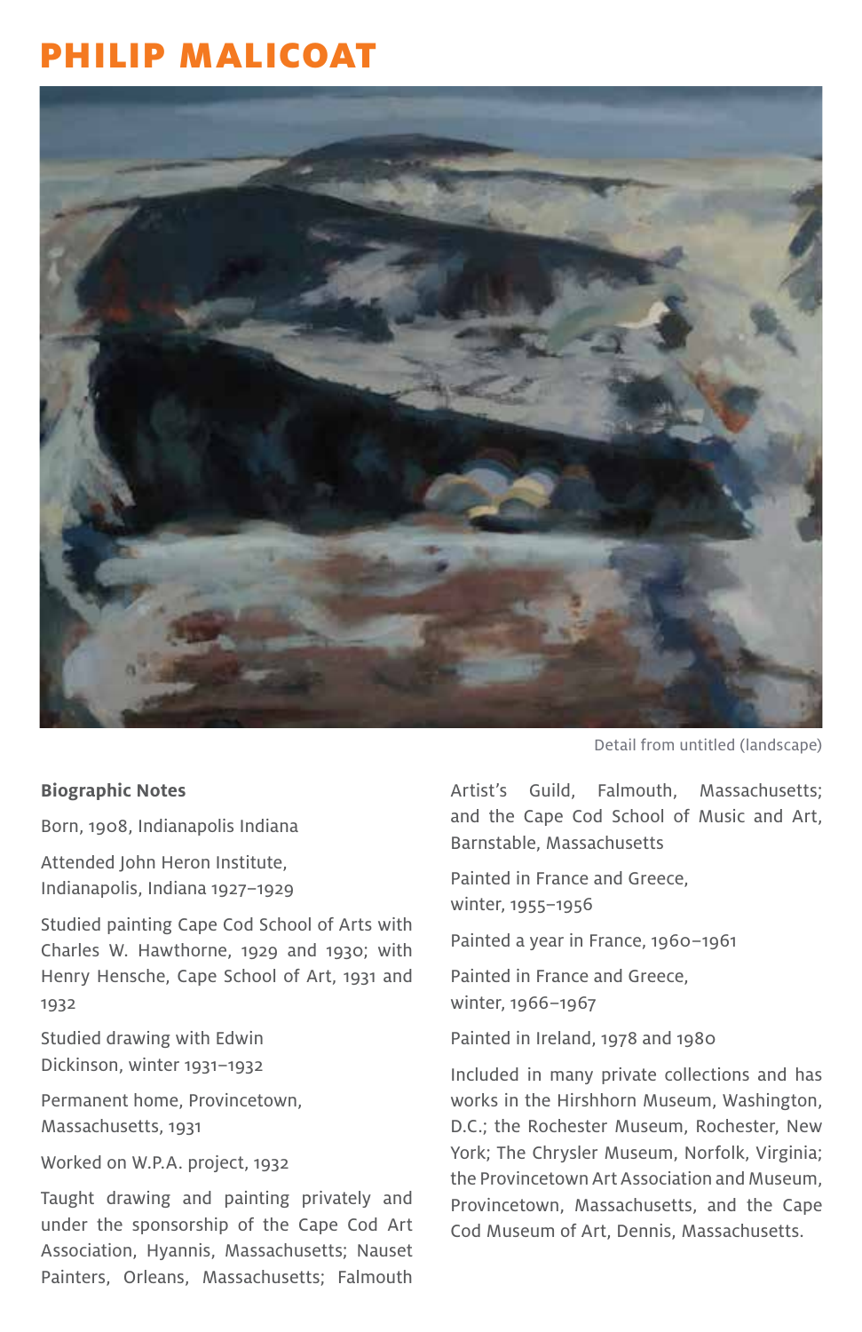# PHILIP MALICOAT

Detail from untitled (landscape)

**Biographic Notes**

Born, 1908, Indianapolis Indiana

Attended John Heron Institute, Indianapolis, Indiana 1927–1929

Studied painting Cape Cod School of Arts with Charles W. Hawthorne, 1929 and 1930; with Henry Hensche, Cape School of Art, 1931 and 1932

Studied drawing with Edwin Dickinson, winter 1931–1932

Permanent home, Provincetown, Massachusetts, 1931

Worked on W.P.A. project, 1932

Taught drawing and painting privately and under the sponsorship of the Cape Cod Art Association, Hyannis, Massachusetts; Nauset Painters, Orleans, Massachusetts; Falmouth Artist's Guild, Falmouth, Massachusetts; and the Cape Cod School of Music and Art, Barnstable, Massachusetts

Painted in France and Greece, winter, 1955–1956

Painted a year in France, 1960–1961

Painted in France and Greece, winter, 1966–1967

Painted in Ireland, 1978 and 1980

Included in many private collections and has works in the Hirshhorn Museum, Washington, D.C.; the Rochester Museum, Rochester, New York; The Chrysler Museum, Norfolk, Virginia; the Provincetown Art Association and Museum, Provincetown, Massachusetts, and the Cape Cod Museum of Art, Dennis, Massachusetts.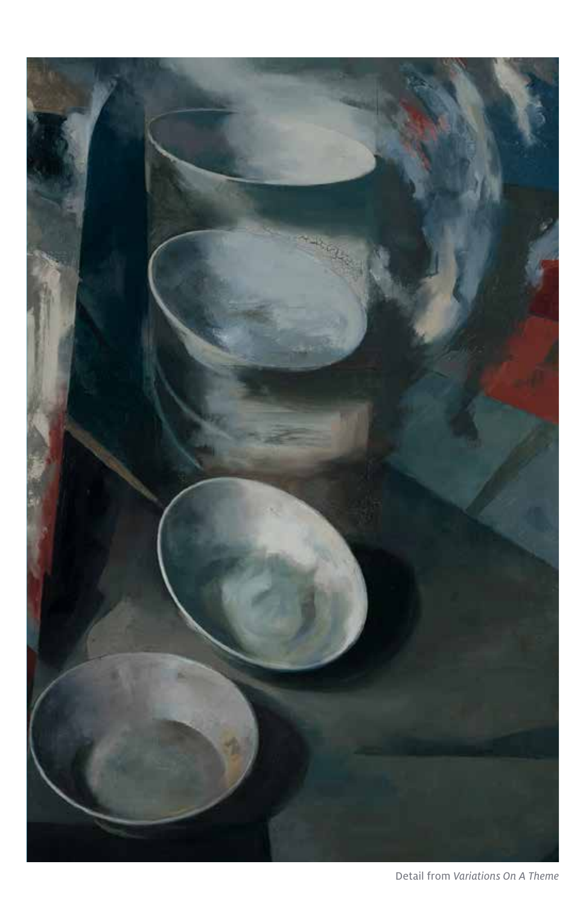Detail from *Variations On A Theme*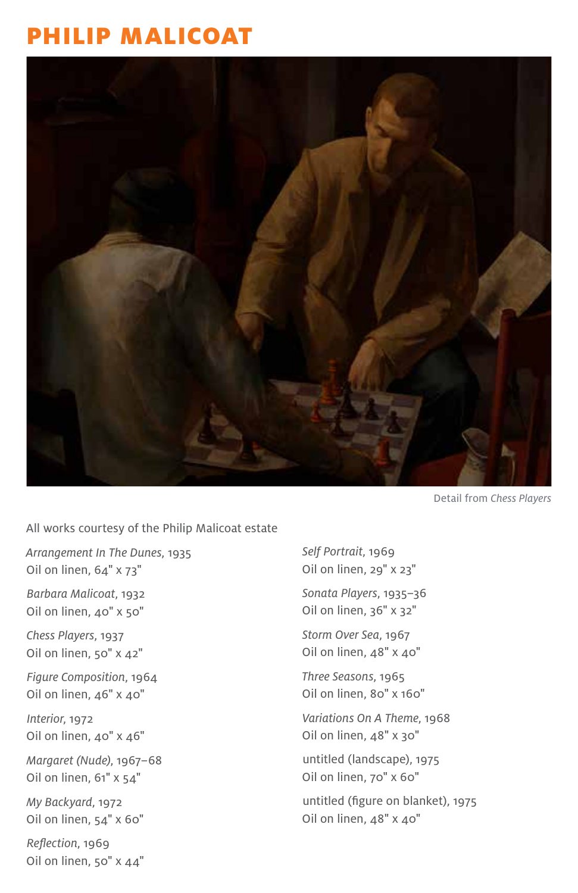# PHILIP MALICOAT

Detail from *Chess Players*

All works courtesy of the Philip Malicoat estate

*Arrangement In The Dunes*, 1935
Oil on linen, 64" x 73"

*Barbara Malicoat*, 1932
Oil on linen, 40" x 50"

*Chess Players*, 1937
Oil on linen, 50" x 42"

*Figure Composition*, 1964
Oil on linen, 46" x 40"

*Interior*, 1972
Oil on linen, 40" x 46"

*Margaret (Nude)*, 1967–68
Oil on linen, 61" x 54"

*My Backyard*, 1972
Oil on linen, 54" x 60"

*Reflection*, 1969
Oil on linen, 50" x 44"

*Self Portrait*, 1969
Oil on linen, 29" x 23"

*Sonata Players*, 1935–36
Oil on linen, 36" x 32"

*Storm Over Sea*, 1967
Oil on linen, 48" x 40"

*Three Seasons*, 1965
Oil on linen, 80" x 160"

*Variations On A Theme*, 1968
Oil on linen, 48" x 30"

untitled (landscape), 1975
Oil on linen, 70" x 60"

untitled (figure on blanket), 1975
Oil on linen, 48" x 40"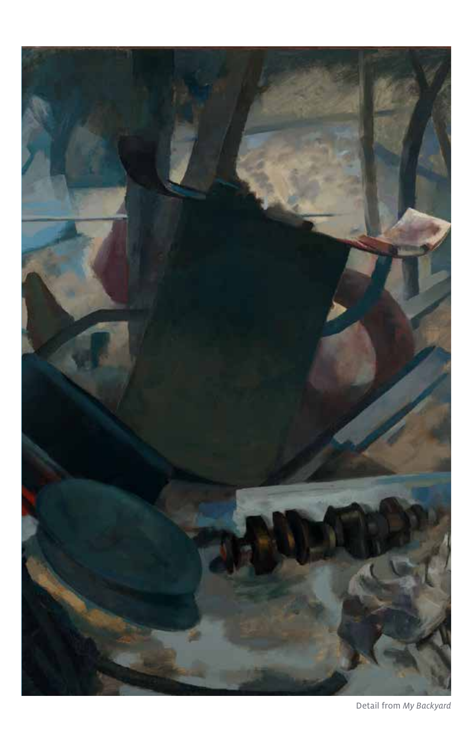Detail from *My Backyard*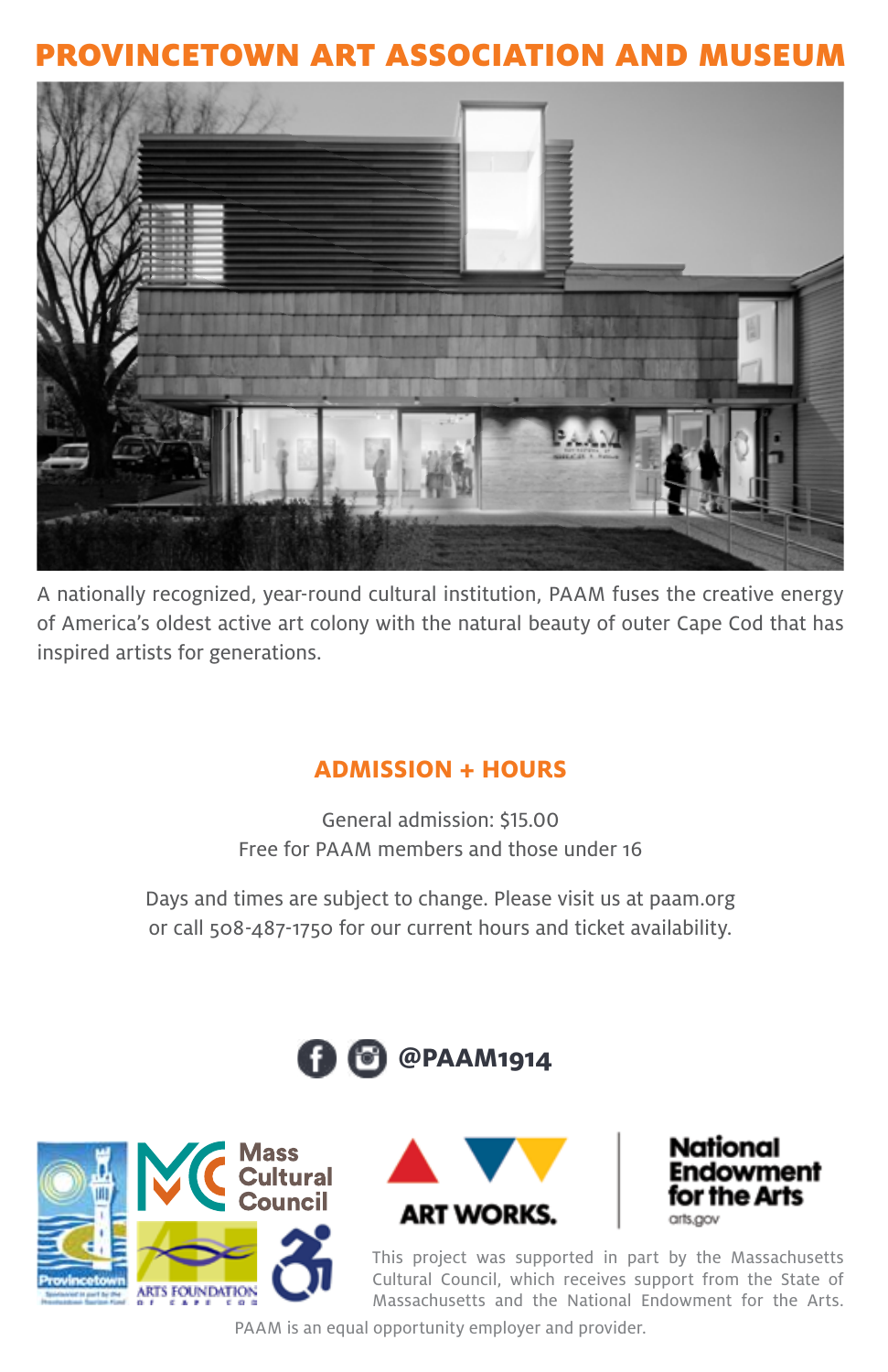# PROVINCETOWN ART ASSOCIATION AND MUSEUM

A nationally recognized, year-round cultural institution, PAAM fuses the creative energy of America's oldest active art colony with the natural beauty of outer Cape Cod that has inspired artists for generations.

## ADMISSION + HOURS

General admission: $15.00
Free for PAAM members and those under 16

Days and times are subject to change. Please visit us at paam.org or call 508-487-1750 for our current hours and ticket availability.

**@PAAM1914**

Mass Cultural Council

ART WORKS.

National Endowment for the Arts
arts.gov

ARTS FOUNDATION OF CAPE COD

This project was supported in part by the Massachusetts Cultural Council, which receives support from the State of Massachusetts and the National Endowment for the Arts.

PAAM is an equal opportunity employer and provider.